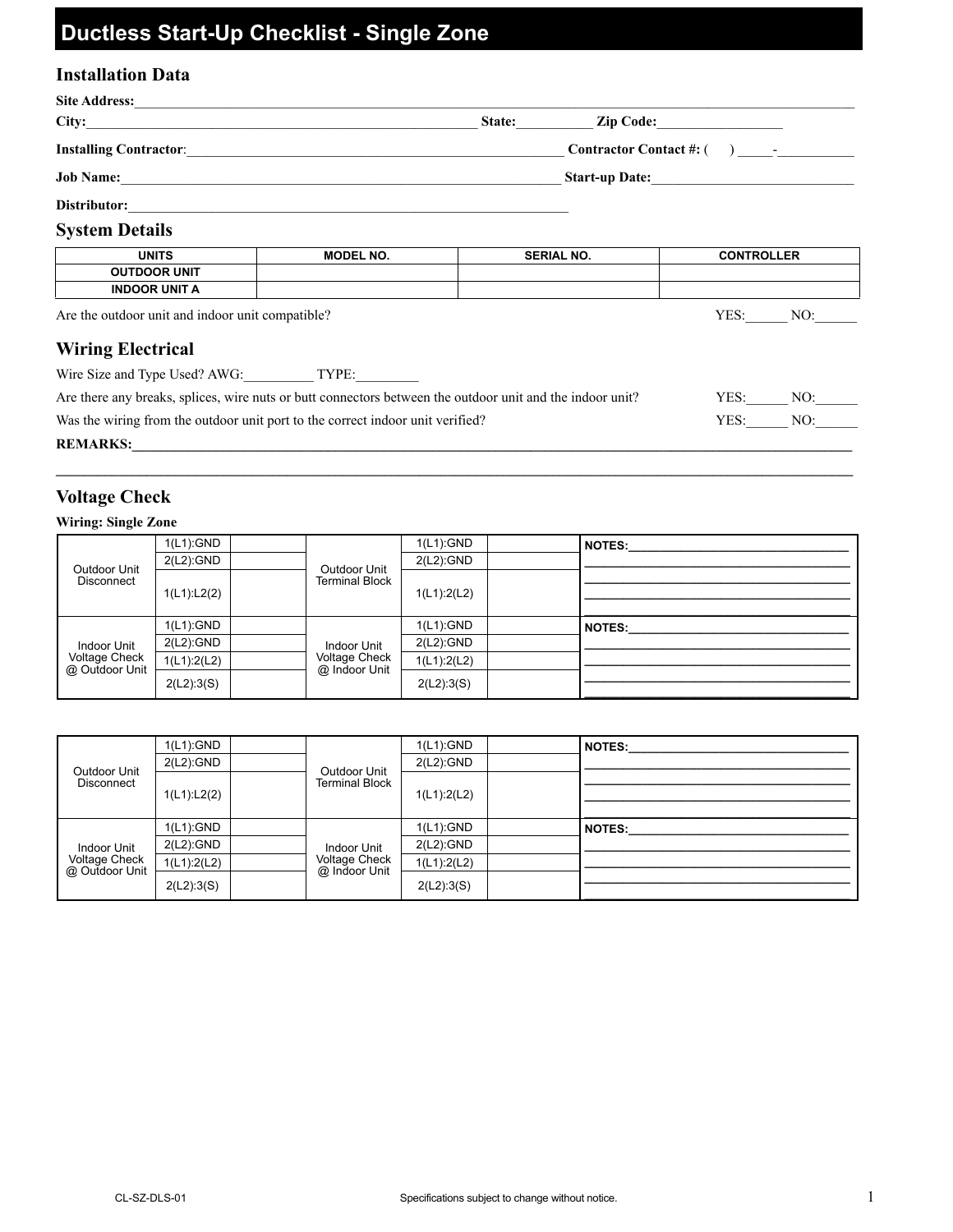# Ductless Start-Up Checklist - Single Zone

## Installation Data

**Site Address:**_______________________________________________

**City:**_______________________________ **State:**__________ **Zip Code:**_________________

**Installing Contractor**:_______________________________ **Contractor Contact #:** (     ) _____-__________

**Job Name:**_______________________________ **Start-up Date:**____________________________

**Distributor:**_______________________________

## System Details

| UNITS | MODEL NO. | SERIAL NO. | CONTROLLER |
|---|---|---|---|
| OUTDOOR UNIT | | | |
| INDOOR UNIT A | | | |

Are the outdoor unit and indoor unit compatible? YES:______ NO:______

## Wiring Electrical

Wire Size and Type Used? AWG:__________ TYPE:_________

Are there any breaks, splices, wire nuts or butt connectors between the outdoor unit and the indoor unit? YES:______ NO:______

Was the wiring from the outdoor unit port to the correct indoor unit verified? YES:______ NO:______

**REMARKS:**_______________________________________________

_______________________________________________

## Voltage Check

**Wiring: Single Zone**

| | | | | | | |
|---|---|---|---|---|---|---|
| Outdoor Unit Disconnect | 1(L1):GND | | Outdoor Unit Terminal Block | 1(L1):GND | | NOTES:_______________ |
| | 2(L2):GND | | | 2(L2):GND | | |
| | 1(L1):L2(2) | | | 1(L1):2(L2) | | |
| Indoor Unit Voltage Check @ Outdoor Unit | 1(L1):GND | | Indoor Unit Voltage Check @ Indoor Unit | 1(L1):GND | | NOTES:_______________ |
| | 2(L2):GND | | | 2(L2):GND | | |
| | 1(L1):2(L2) | | | 1(L1):2(L2) | | |
| | 2(L2):3(S) | | | 2(L2):3(S) | | |

| | | | | | | |
|---|---|---|---|---|---|---|
| Outdoor Unit Disconnect | 1(L1):GND | | Outdoor Unit Terminal Block | 1(L1):GND | | NOTES:_______________ |
| | 2(L2):GND | | | 2(L2):GND | | |
| | 1(L1):L2(2) | | | 1(L1):2(L2) | | |
| Indoor Unit Voltage Check @ Outdoor Unit | 1(L1):GND | | Indoor Unit Voltage Check @ Indoor Unit | 1(L1):GND | | NOTES:_______________ |
| | 2(L2):GND | | | 2(L2):GND | | |
| | 1(L1):2(L2) | | | 1(L1):2(L2) | | |
| | 2(L2):3(S) | | | 2(L2):3(S) | | |

CL-SZ-DLS-01 Specifications subject to change without notice.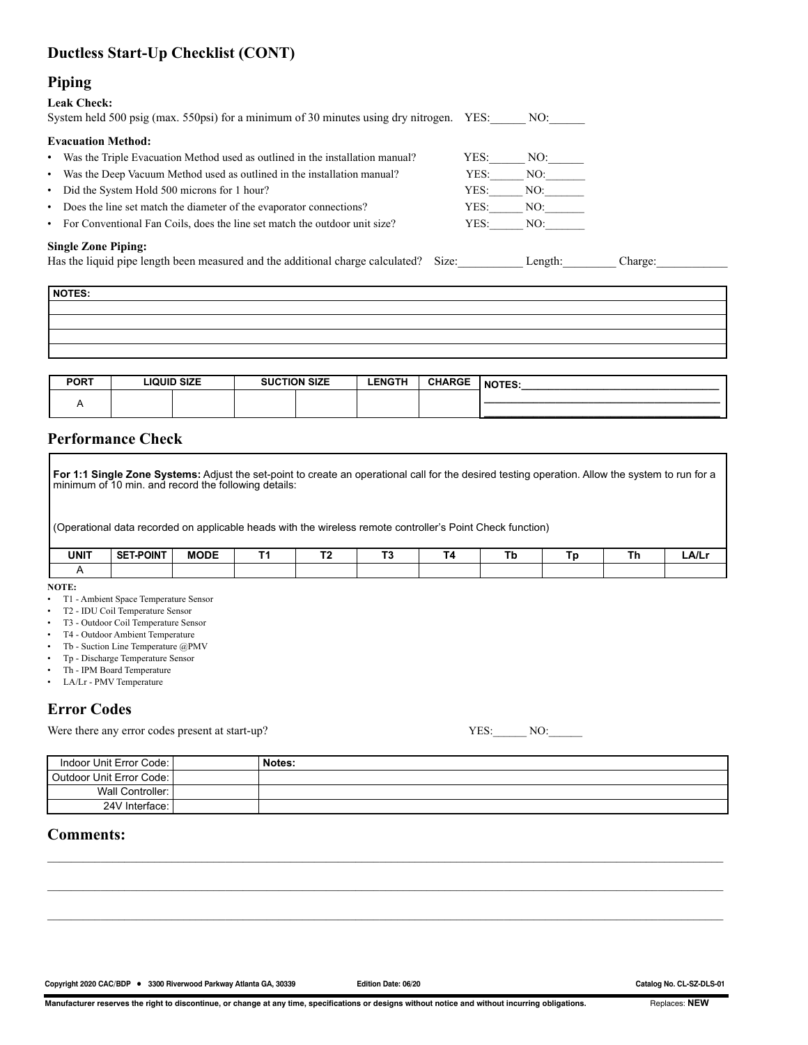# Ductless Start-Up Checklist (CONT)

## Piping

### Leak Check:

System held 500 psig (max. 550psi) for a minimum of 30 minutes using dry nitrogen. YES:______ NO:______

### Evacuation Method:

- Was the Triple Evacuation Method used as outlined in the installation manual? YES:______ NO:______
- Was the Deep Vacuum Method used as outlined in the installation manual? YES:______ NO:_______
- Did the System Hold 500 microns for 1 hour? YES:______ NO:_______
- Does the line set match the diameter of the evaporator connections? YES:______ NO:_______
- For Conventional Fan Coils, does the line set match the outdoor unit size? YES:______ NO:_______

### Single Zone Piping:

Has the liquid pipe length been measured and the additional charge calculated? Size:__________ Length:________ Charge:___________

| NOTES: |
|---|
| |
| |
| |
| |

| PORT | LIQUID SIZE | | SUCTION SIZE | | LENGTH | CHARGE | NOTES:__________________________________ |
|---|---|---|---|---|---|---|---|
| A | | | | | | | |

## Performance Check

**For 1:1 Single Zone Systems:** Adjust the set-point to create an operational call for the desired testing operation. Allow the system to run for a minimum of 10 min. and record the following details:

(Operational data recorded on applicable heads with the wireless remote controller's Point Check function)

| UNIT | SET-POINT | MODE | T1 | T2 | T3 | T4 | Tb | Tp | Th | LA/Lr |
|---|---|---|---|---|---|---|---|---|---|---|
| A | | | | | | | | | | |

**NOTE:**

- T1 - Ambient Space Temperature Sensor
- T2 - IDU Coil Temperature Sensor
- T3 - Outdoor Coil Temperature Sensor
- T4 - Outdoor Ambient Temperature
- Tb - Suction Line Temperature @PMV
- Tp - Discharge Temperature Sensor
- Th - IPM Board Temperature
- LA/Lr - PMV Temperature

## Error Codes

Were there any error codes present at start-up? YES:______ NO:______

| | | Notes: |
|---|---|---|
| Indoor Unit Error Code: | | |
| Outdoor Unit Error Code: | | |
| Wall Controller: | | |
| 24V Interface: | | |

## Comments:

_____________________________________________________________________________________

_____________________________________________________________________________________

_____________________________________________________________________________________

Copyright 2020 CAC/BDP • 3300 Riverwood Parkway Atlanta GA, 30339 Edition Date: 06/20 Catalog No. CL-SZ-DLS-01

Manufacturer reserves the right to discontinue, or change at any time, specifications or designs without notice and without incurring obligations. Replaces: **NEW**